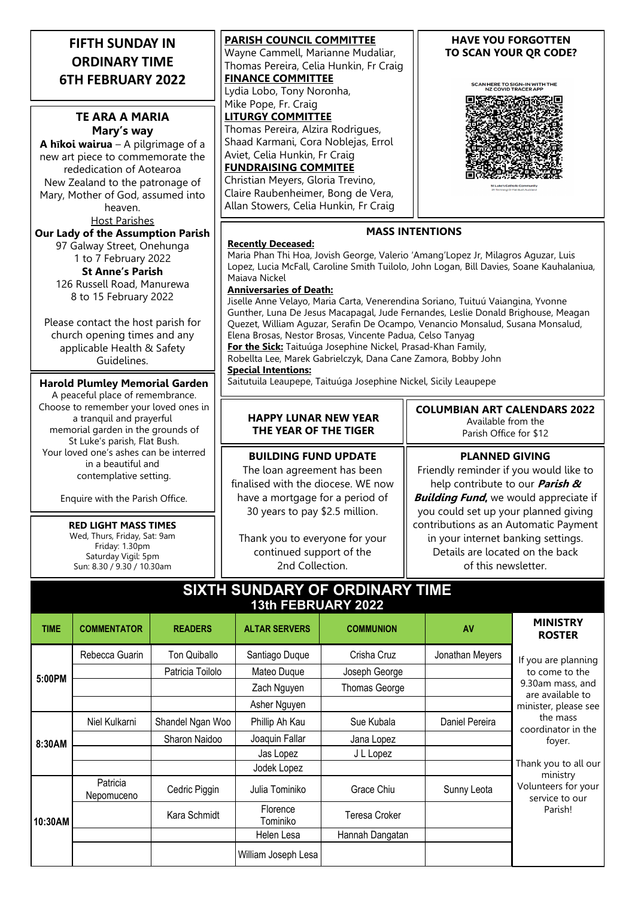# FIFTH SUNDAY IN ORDINARY TIME 6TH FEBRUARY 2022

## TE ARA A MARIA
### Mary's way

**A hīkoi wairua** – A pilgrimage of a new art piece to commemorate the rededication of Aotearoa New Zealand to the patronage of Mary, Mother of God, assumed into heaven.

Host Parishes

**Our Lady of the Assumption Parish**
97 Galway Street, Onehunga
1 to 7 February 2022

**St Anne's Parish**
126 Russell Road, Manurewa
8 to 15 February 2022

Please contact the host parish for church opening times and any applicable Health & Safety Guidelines.

## Harold Plumley Memorial Garden

A peaceful place of remembrance. Choose to remember your loved ones in a tranquil and prayerful memorial garden in the grounds of St Luke's parish, Flat Bush. Your loved one's ashes can be interred in a beautiful and contemplative setting.

Enquire with the Parish Office.

## RED LIGHT MASS TIMES

Wed, Thurs, Friday, Sat: 9am
Friday: 1.30pm
Saturday Vigil: 5pm
Sun: 8.30 / 9.30 / 10.30am

## PARISH COUNCIL COMMITTEE
Wayne Cammell, Marianne Mudaliar, Thomas Pereira, Celia Hunkin, Fr Craig

## FINANCE COMMITTEE
Lydia Lobo, Tony Noronha, Mike Pope, Fr. Craig

## LITURGY COMMITTEE
Thomas Pereira, Alzira Rodrigues, Shaad Karmani, Cora Noblejas, Errol Aviet, Celia Hunkin, Fr Craig

## FUNDRAISING COMMITEE
Christian Meyers, Gloria Trevino, Claire Raubenheimer, Bong de Vera, Allan Stowers, Celia Hunkin, Fr Craig

## HAVE YOU FORGOTTEN TO SCAN YOUR QR CODE?

SCAN HERE TO SIGN-IN WITH THE NZ COVID TRACER APP

St Luke's Catholic Community

## MASS INTENTIONS

**Recently Deceased:**
Maria Phan Thi Hoa, Jovish George, Valerio 'Amang'Lopez Jr, Milagros Aguzar, Luis Lopez, Lucia McFall, Caroline Smith Tuilolo, John Logan, Bill Davies, Soane Kauhalaniua, Maiava Nickel

**Anniversaries of Death:**
Jiselle Anne Velayo, Maria Carta, Venerendina Soriano, Tuituú Vaiangina, Yvonne Gunther, Luna De Jesus Macapagal, Jude Fernandes, Leslie Donald Brighouse, Meagan Quezet, William Aguzar, Serafin De Ocampo, Venancio Monsalud, Susana Monsalud, Elena Brosas, Nestor Brosas, Vincente Padua, Celso Tanyag

**For the Sick:** Taituúga Josephine Nickel, Prasad-Khan Family, Robellta Lee, Marek Gabrielczyk, Dana Cane Zamora, Bobby John

**Special Intentions:**
Saitutuila Leaupepe, Taituúga Josephine Nickel, Sicily Leaupepe

## HAPPY LUNAR NEW YEAR THE YEAR OF THE TIGER

## COLUMBIAN ART CALENDARS 2022
Available from the Parish Office for $12

## BUILDING FUND UPDATE

The loan agreement has been finalised with the diocese. WE now have a mortgage for a period of 30 years to pay $2.5 million.

Thank you to everyone for your continued support of the 2nd Collection.

## PLANNED GIVING

Friendly reminder if you would like to help contribute to our ***Parish & Building Fund,*** we would appreciate if you could set up your planned giving contributions as an Automatic Payment in your internet banking settings. Details are located on the back of this newsletter.

## SIXTH SUNDARY OF ORDINARY TIME 13th FEBRUARY 2022

| TIME | COMMENTATOR | READERS | ALTAR SERVERS | COMMUNION | AV |
|---|---|---|---|---|---|
| 5:00PM | Rebecca Guarin | Ton Quiballo | Santiago Duque | Crisha Cruz | Jonathan Meyers |
| | | Patricia Toilolo | Mateo Duque | Joseph George | |
| | | | Zach Nguyen | Thomas George | |
| | | | Asher Nguyen | | |
| 8:30AM | Niel Kulkarni | Shandel Ngan Woo | Phillip Ah Kau | Sue Kubala | Daniel Pereira |
| | | Sharon Naidoo | Joaquin Fallar | Jana Lopez | |
| | | | Jas Lopez | J L Lopez | |
| | | | Jodek Lopez | | |
| 10:30AM | Patricia Nepomuceno | Cedric Piggin | Julia Tominiko | Grace Chiu | Sunny Leota |
| | | Kara Schmidt | Florence Tominiko | Teresa Croker | |
| | | | Helen Lesa | Hannah Dangatan | |
| | | | William Joseph Lesa | | |

## MINISTRY ROSTER

If you are planning to come to the 9.30am mass, and are available to minister, please see the mass coordinator in the foyer.

Thank you to all our ministry Volunteers for your service to our Parish!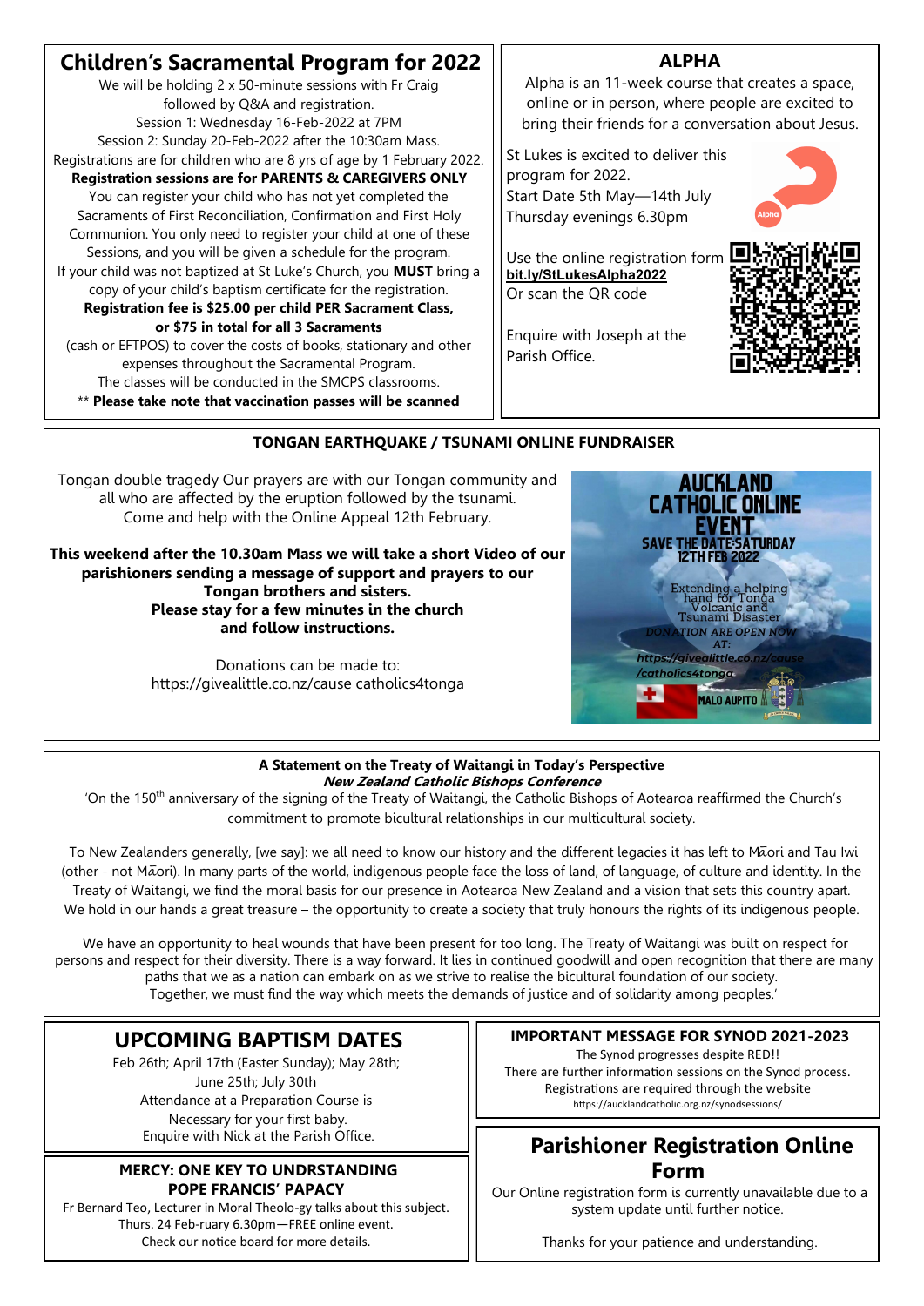## Children's Sacramental Program for 2022

We will be holding 2 x 50-minute sessions with Fr Craig followed by Q&A and registration.

Session 1: Wednesday 16-Feb-2022 at 7PM

Session 2: Sunday 20-Feb-2022 after the 10:30am Mass.

Registrations are for children who are 8 yrs of age by 1 February 2022.

**Registration sessions are for PARENTS & CAREGIVERS ONLY**

You can register your child who has not yet completed the Sacraments of First Reconciliation, Confirmation and First Holy Communion. You only need to register your child at one of these Sessions, and you will be given a schedule for the program.

If your child was not baptized at St Luke's Church, you **MUST** bring a copy of your child's baptism certificate for the registration.

**Registration fee is $25.00 per child PER Sacrament Class, or $75 in total for all 3 Sacraments**

(cash or EFTPOS) to cover the costs of books, stationary and other expenses throughout the Sacramental Program.

The classes will be conducted in the SMCPS classrooms.

** **Please take note that vaccination passes will be scanned**

## ALPHA

Alpha is an 11-week course that creates a space, online or in person, where people are excited to bring their friends for a conversation about Jesus.

St Lukes is excited to deliver this program for 2022.
Start Date 5th May—14th July
Thursday evenings 6.30pm

Use the online registration form **bit.ly/StLukesAlpha2022**
Or scan the QR code

Enquire with Joseph at the Parish Office.

## TONGAN EARTHQUAKE / TSUNAMI ONLINE FUNDRAISER

Tongan double tragedy Our prayers are with our Tongan community and all who are affected by the eruption followed by the tsunami.
Come and help with the Online Appeal 12th February.

**This weekend after the 10.30am Mass we will take a short Video of our parishioners sending a message of support and prayers to our Tongan brothers and sisters.**
**Please stay for a few minutes in the church and follow instructions.**

Donations can be made to:
https://givealittle.co.nz/cause catholics4tonga

AUCKLAND CATHOLIC ONLINE EVENT
SAVE THE DATE:SATURDAY 12TH FEB 2022
Extending a helping hand for Tonga Volcanic and Tsunami Disaster
*DONATION ARE OPEN NOW AT:*
*https://givealittle.co.nz/cause/catholics4tonga*
MALO AUPITO

### A Statement on the Treaty of Waitangi in Today's Perspective
***New Zealand Catholic Bishops Conference***

'On the 150th anniversary of the signing of the Treaty of Waitangi, the Catholic Bishops of Aotearoa reaffirmed the Church's commitment to promote bicultural relationships in our multicultural society.

To New Zealanders generally, [we say]: we all need to know our history and the different legacies it has left to Māori and Tau Iwi (other - not Māori). In many parts of the world, indigenous people face the loss of land, of language, of culture and identity. In the Treaty of Waitangi, we find the moral basis for our presence in Aotearoa New Zealand and a vision that sets this country apart. We hold in our hands a great treasure – the opportunity to create a society that truly honours the rights of its indigenous people.

We have an opportunity to heal wounds that have been present for too long. The Treaty of Waitangi was built on respect for persons and respect for their diversity. There is a way forward. It lies in continued goodwill and open recognition that there are many paths that we as a nation can embark on as we strive to realise the bicultural foundation of our society. Together, we must find the way which meets the demands of justice and of solidarity among peoples.'

## UPCOMING BAPTISM DATES

Feb 26th; April 17th (Easter Sunday); May 28th; June 25th; July 30th

Attendance at a Preparation Course is Necessary for your first baby.

Enquire with Nick at the Parish Office.

### MERCY: ONE KEY TO UNDRSTANDING POPE FRANCIS' PAPACY

Fr Bernard Teo, Lecturer in Moral Theolo-gy talks about this subject.
Thurs. 24 Feb-ruary 6.30pm—FREE online event.
Check our notice board for more details.

### IMPORTANT MESSAGE FOR SYNOD 2021-2023

The Synod progresses despite RED!!
There are further information sessions on the Synod process.
Registrations are required through the website
https://aucklandcatholic.org.nz/synodsessions/

## Parishioner Registration Online Form

Our Online registration form is currently unavailable due to a system update until further notice.

Thanks for your patience and understanding.